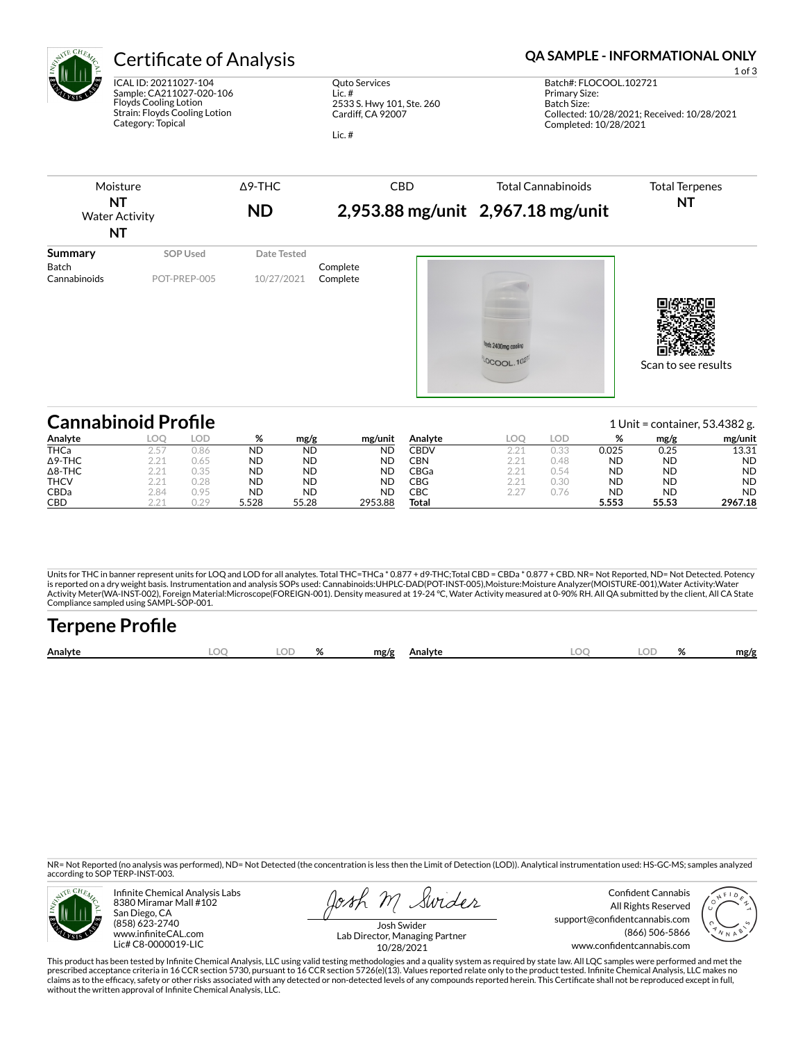# Certificate of Analysis

**QA SAMPLE - INFORMATIONAL ONLY**

ICAL ID: 20211027-104
Sample: CA211027-020-106
Floyds Cooling Lotion
Strain: Floyds Cooling Lotion
Category: Topical

Quto Services
Lic. #
2533 S. Hwy 101, Ste. 260
Cardiff, CA 92007

Lic. #

Batch#: FLOCOOL.102721
Primary Size:
Batch Size:
Collected: 10/28/2021; Received: 10/28/2021
Completed: 10/28/2021

| Moisture | Δ9-THC | CBD | Total Cannabinoids | Total Terpenes |
|---|---|---|---|---|
| **NT** | **ND** | **2,953.88 mg/unit** | **2,967.18 mg/unit** | **NT** |
| Water Activity **NT** | | | | |

| Summary | SOP Used | Date Tested | |
|---|---|---|---|
| Batch | | | Complete |
| Cannabinoids | POT-PREP-005 | 10/27/2021 | Complete |

Scan to see results

## Cannabinoid Profile

1 Unit = container, 53.4382 g.

| Analyte | LOQ | LOD | % | mg/g | mg/unit |
|---|---|---|---|---|---|
| THCa | 2.57 | 0.86 | ND | ND | ND |
| Δ9-THC | 2.21 | 0.65 | ND | ND | ND |
| Δ8-THC | 2.21 | 0.35 | ND | ND | ND |
| THCV | 2.21 | 0.28 | ND | ND | ND |
| CBDa | 2.84 | 0.95 | ND | ND | ND |
| CBD | 2.21 | 0.29 | 5.528 | 55.28 | 2953.88 |
| CBDV | 2.21 | 0.33 | 0.025 | 0.25 | 13.31 |
| CBN | 2.21 | 0.48 | ND | ND | ND |
| CBGa | 2.21 | 0.54 | ND | ND | ND |
| CBG | 2.21 | 0.30 | ND | ND | ND |
| CBC | 2.27 | 0.76 | ND | ND | ND |
| **Total** | | | **5.553** | **55.53** | **2967.18** |

Units for THC in banner represent units for LOQ and LOD for all analytes. Total THC=THCa * 0.877 + d9-THC;Total CBD = CBDa * 0.877 + CBD. NR= Not Reported, ND= Not Detected. Potency is reported on a dry weight basis. Instrumentation and analysis SOPs used: Cannabinoids:UHPLC-DAD(POT-INST-005),Moisture:Moisture Analyzer(MOISTURE-001),Water Activity:Water Activity Meter(WA-INST-002), Foreign Material:Microscope(FOREIGN-001). Density measured at 19-24 °C, Water Activity measured at 0-90% RH. All QA submitted by the client, All CA State Compliance sampled using SAMPL-SOP-001.

## Terpene Profile

| Analyte | LOQ | LOD | % | mg/g | Analyte | LOQ | LOD | % | mg/g |
|---|---|---|---|---|---|---|---|---|---|

NR= Not Reported (no analysis was performed), ND= Not Detected (the concentration is less then the Limit of Detection (LOD)). Analytical instrumentation used: HS-GC-MS; samples analyzed according to SOP TERP-INST-003.

Infinite Chemical Analysis Labs
8380 Miramar Mall #102
San Diego, CA
(858) 623-2740
www.infiniteCAL.com
Lic# C8-0000019-LIC

Josh Swider
Lab Director, Managing Partner
10/28/2021

Confident Cannabis
All Rights Reserved
support@confidentcannabis.com
(866) 506-5866
www.confidentcannabis.com

This product has been tested by Infinite Chemical Analysis, LLC using valid testing methodologies and a quality system as required by state law. All LQC samples were performed and met the prescribed acceptance criteria in 16 CCR section 5730, pursuant to 16 CCR section 5726(e)(13). Values reported relate only to the product tested. Infinite Chemical Analysis, LLC makes no claims as to the efficacy, safety or other risks associated with any detected or non-detected levels of any compounds reported herein. This Certificate shall not be reproduced except in full, without the written approval of Infinite Chemical Analysis, LLC.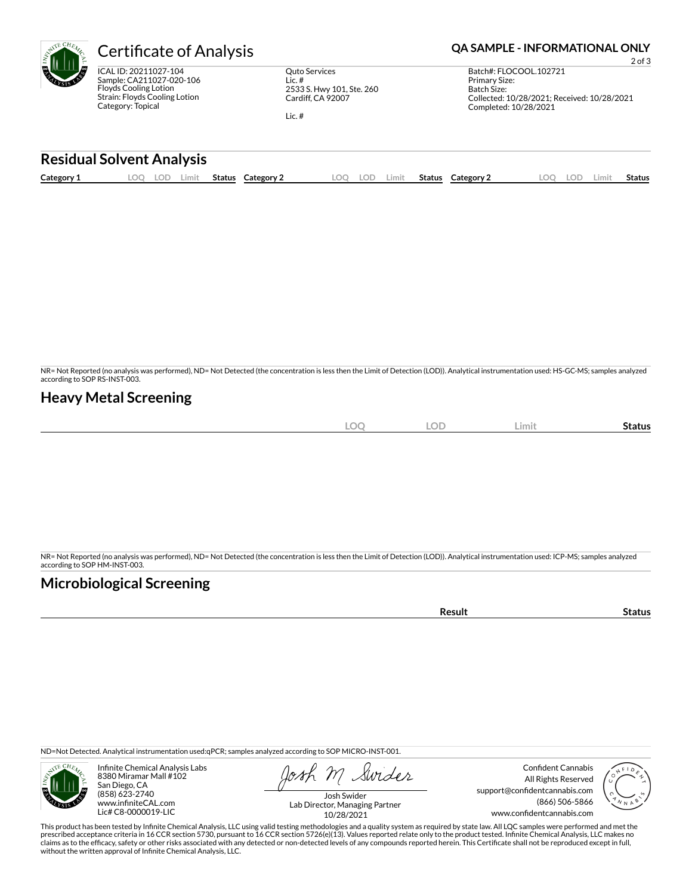# Certificate of Analysis

**QA SAMPLE - INFORMATIONAL ONLY**

ICAL ID: 20211027-104
Sample: CA211027-020-106
Floyds Cooling Lotion
Strain: Floyds Cooling Lotion
Category: Topical

Quto Services
Lic. #
2533 S. Hwy 101, Ste. 260
Cardiff, CA 92007

Lic. #

Batch#: FLOCOOL.102721
Primary Size:
Batch Size:
Collected: 10/28/2021; Received: 10/28/2021
Completed: 10/28/2021

## Residual Solvent Analysis

| Category 1 | LOQ | LOD | Limit | Status | Category 2 | LOQ | LOD | Limit | Status | Category 2 | LOQ | LOD | Limit | Status |
|---|---|---|---|---|---|---|---|---|---|---|---|---|---|---|

NR= Not Reported (no analysis was performed), ND= Not Detected (the concentration is less then the Limit of Detection (LOD)). Analytical instrumentation used: HS-GC-MS; samples analyzed according to SOP RS-INST-003.

## Heavy Metal Screening

| | LOQ | LOD | Limit | Status |
|---|---|---|---|---|

NR= Not Reported (no analysis was performed), ND= Not Detected (the concentration is less then the Limit of Detection (LOD)). Analytical instrumentation used: ICP-MS; samples analyzed according to SOP HM-INST-003.

## Microbiological Screening

| | Result | Status |
|---|---|---|

ND=Not Detected. Analytical instrumentation used:qPCR; samples analyzed according to SOP MICRO-INST-001.

Infinite Chemical Analysis Labs
8380 Miramar Mall #102
San Diego, CA
(858) 623-2740
www.infiniteCAL.com
Lic# C8-0000019-LIC

Josh Swider
Lab Director, Managing Partner
10/28/2021

Confident Cannabis
All Rights Reserved
support@confidentcannabis.com
(866) 506-5866
www.confidentcannabis.com

This product has been tested by Infinite Chemical Analysis, LLC using valid testing methodologies and a quality system as required by state law. All LQC samples were performed and met the prescribed acceptance criteria in 16 CCR section 5730, pursuant to 16 CCR section 5726(e)(13). Values reported relate only to the product tested. Infinite Chemical Analysis, LLC makes no claims as to the efficacy, safety or other risks associated with any detected or non-detected levels of any compounds reported herein. This Certificate shall not be reproduced except in full, without the written approval of Infinite Chemical Analysis, LLC.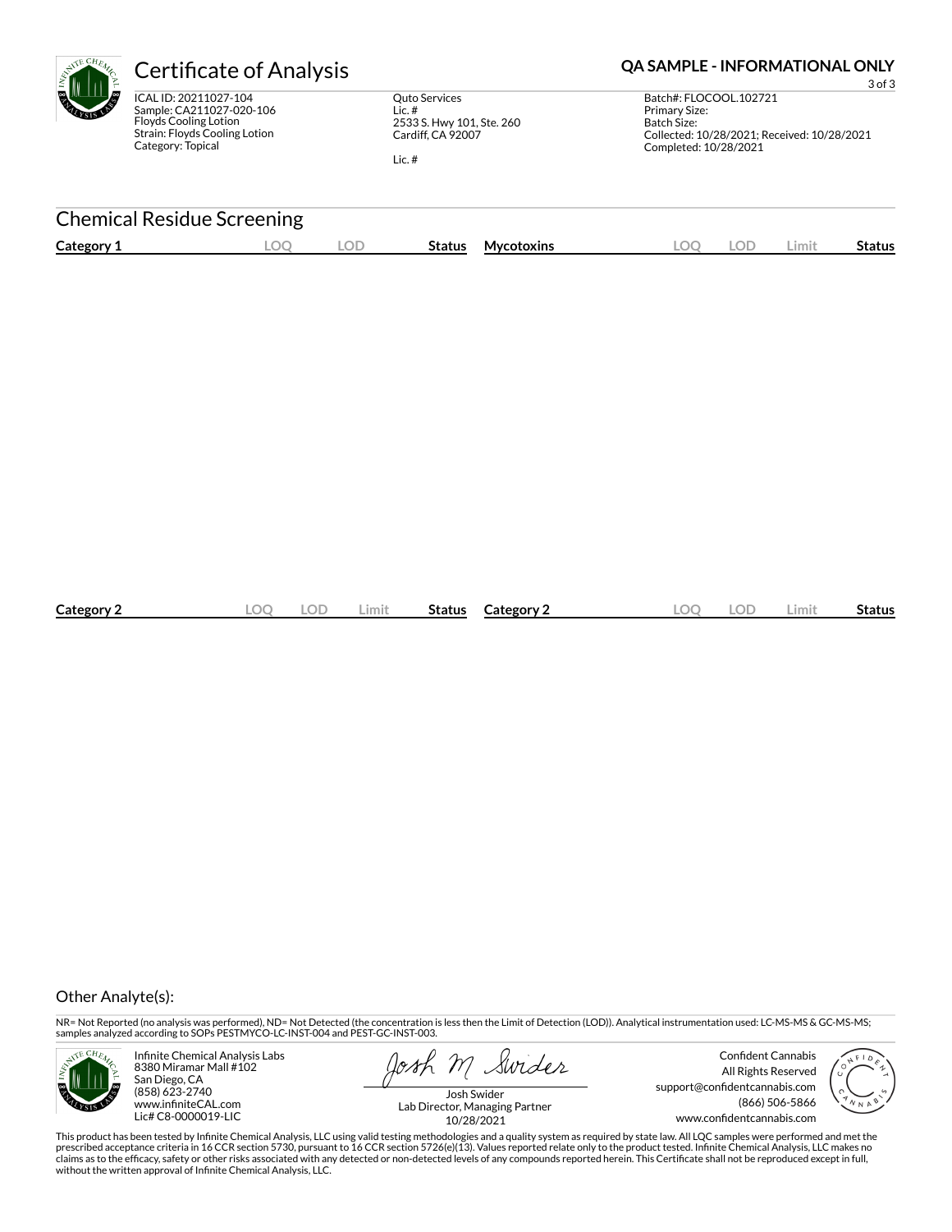# Certificate of Analysis

**QA SAMPLE - INFORMATIONAL ONLY**

ICAL ID: 20211027-104
Sample: CA211027-020-106
Floyds Cooling Lotion
Strain: Floyds Cooling Lotion
Category: Topical

Quto Services
Lic. #
2533 S. Hwy 101, Ste. 260
Cardiff, CA 92007

Lic. #

Batch#: FLOCOOL.102721
Primary Size:
Batch Size:
Collected: 10/28/2021; Received: 10/28/2021
Completed: 10/28/2021

## Chemical Residue Screening

| Category 1 | LOQ | LOD | Status |
|---|---|---|---|

| Mycotoxins | LOQ | LOD | Limit | Status |
|---|---|---|---|---|

| Category 2 | LOQ | LOD | Limit | Status |
|---|---|---|---|---|

| Category 2 | LOQ | LOD | Limit | Status |
|---|---|---|---|---|

Other Analyte(s):

NR= Not Reported (no analysis was performed), ND= Not Detected (the concentration is less then the Limit of Detection (LOD)). Analytical instrumentation used: LC-MS-MS & GC-MS-MS; samples analyzed according to SOPs PESTMYCO-LC-INST-004 and PEST-GC-INST-003.

Infinite Chemical Analysis Labs
8380 Miramar Mall #102
San Diego, CA
(858) 623-2740
www.infiniteCAL.com
Lic# C8-0000019-LIC

Josh Swider
Lab Director, Managing Partner
10/28/2021

Confident Cannabis
All Rights Reserved
support@confidentcannabis.com
(866) 506-5866
www.confidentcannabis.com

This product has been tested by Infinite Chemical Analysis, LLC using valid testing methodologies and a quality system as required by state law. All LQC samples were performed and met the prescribed acceptance criteria in 16 CCR section 5730, pursuant to 16 CCR section 5726(e)(13). Values reported relate only to the product tested. Infinite Chemical Analysis, LLC makes no claims as to the efficacy, safety or other risks associated with any detected or non-detected levels of any compounds reported herein. This Certificate shall not be reproduced except in full, without the written approval of Infinite Chemical Analysis, LLC.